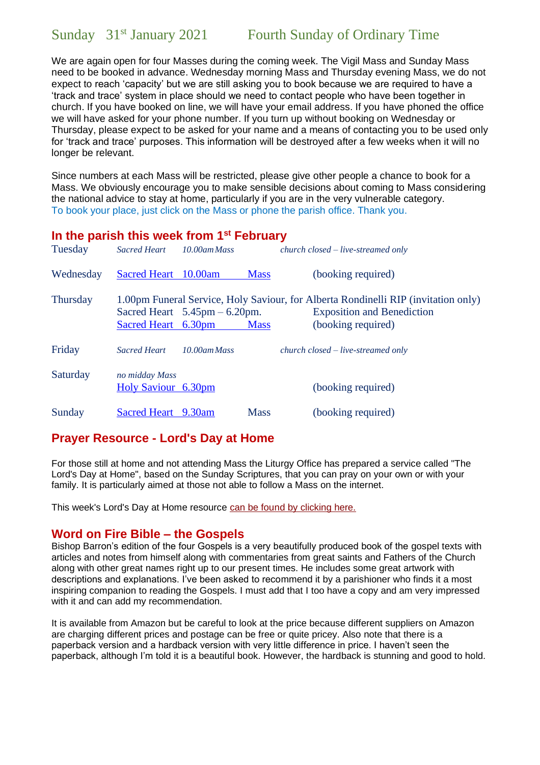# Sunday 31st January 2021 Fourth Sunday of Ordinary Time

We are again open for four Masses during the coming week. The Vigil Mass and Sunday Mass need to be booked in advance. Wednesday morning Mass and Thursday evening Mass, we do not expect to reach 'capacity' but we are still asking you to book because we are required to have a 'track and trace' system in place should we need to contact people who have been together in church. If you have booked on line, we will have your email address. If you have phoned the office we will have asked for your phone number. If you turn up without booking on Wednesday or Thursday, please expect to be asked for your name and a means of contacting you to be used only for 'track and trace' purposes. This information will be destroyed after a few weeks when it will no longer be relevant.

Since numbers at each Mass will be restricted, please give other people a chance to book for a Mass. We obviously encourage you to make sensible decisions about coming to Mass considering the national advice to stay at home, particularly if you are in the very vulnerable category.
To book your place, just click on the Mass or phone the parish office. Thank you.

## In the parish this week from 1st February

| | | | | |
|---|---|---|---|---|
| Tuesday | *Sacred Heart* | *10.00am Mass* | | *church closed – live-streamed only* |
| Wednesday | Sacred Heart | 10.00am | Mass | (booking required) |
| Thursday | 1.00pm Funeral Service, Holy Saviour, for Alberta Rondinelli RIP (invitation only) | | | |
| | Sacred Heart | 5.45pm – 6.20pm. | | Exposition and Benediction |
| | Sacred Heart | 6.30pm | Mass | (booking required) |
| Friday | *Sacred Heart* | *10.00am Mass* | | *church closed – live-streamed only* |
| Saturday | *no midday Mass* | | | |
| | Holy Saviour | 6.30pm | | (booking required) |
| Sunday | Sacred Heart | 9.30am | Mass | (booking required) |

## Prayer Resource - Lord's Day at Home

For those still at home and not attending Mass the Liturgy Office has prepared a service called "The Lord's Day at Home", based on the Sunday Scriptures, that you can pray on your own or with your family. It is particularly aimed at those not able to follow a Mass on the internet.

This week's Lord's Day at Home resource can be found by clicking here.

## Word on Fire Bible – the Gospels

Bishop Barron's edition of the four Gospels is a very beautifully produced book of the gospel texts with articles and notes from himself along with commentaries from great saints and Fathers of the Church along with other great names right up to our present times. He includes some great artwork with descriptions and explanations. I've been asked to recommend it by a parishioner who finds it a most inspiring companion to reading the Gospels. I must add that I too have a copy and am very impressed with it and can add my recommendation.

It is available from Amazon but be careful to look at the price because different suppliers on Amazon are charging different prices and postage can be free or quite pricey. Also note that there is a paperback version and a hardback version with very little difference in price. I haven't seen the paperback, although I'm told it is a beautiful book. However, the hardback is stunning and good to hold.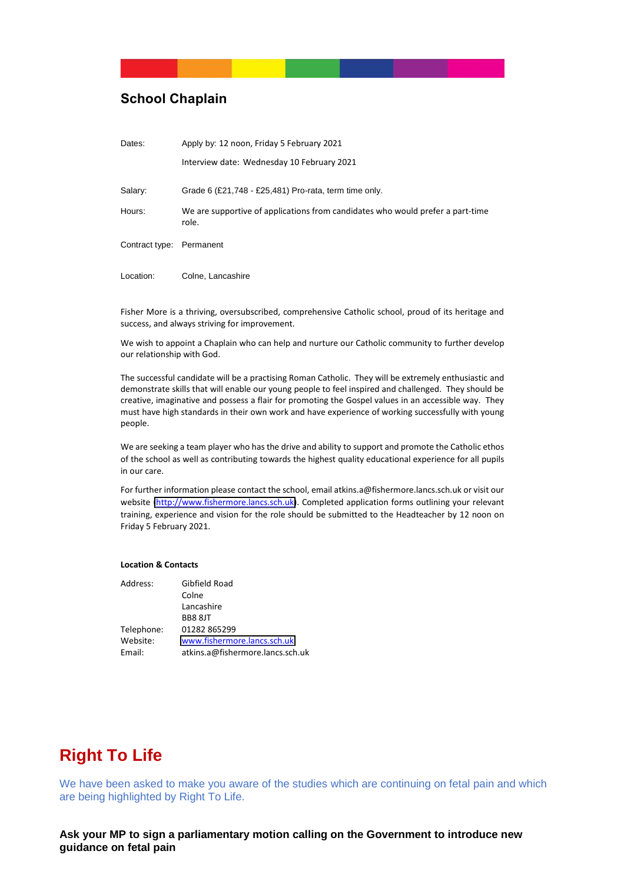## School Chaplain

| | |
|---|---|
| Dates: | Apply by: 12 noon, Friday 5 February 2021 |
| | Interview date: Wednesday 10 February 2021 |
| Salary: | Grade 6 (£21,748 - £25,481) Pro-rata, term time only. |
| Hours: | We are supportive of applications from candidates who would prefer a part-time role. |
| Contract type: | Permanent |
| Location: | Colne, Lancashire |

Fisher More is a thriving, oversubscribed, comprehensive Catholic school, proud of its heritage and success, and always striving for improvement.

We wish to appoint a Chaplain who can help and nurture our Catholic community to further develop our relationship with God.

The successful candidate will be a practising Roman Catholic. They will be extremely enthusiastic and demonstrate skills that will enable our young people to feel inspired and challenged. They should be creative, imaginative and possess a flair for promoting the Gospel values in an accessible way. They must have high standards in their own work and have experience of working successfully with young people.

We are seeking a team player who has the drive and ability to support and promote the Catholic ethos of the school as well as contributing towards the highest quality educational experience for all pupils in our care.

For further information please contact the school, email atkins.a@fishermore.lancs.sch.uk or visit our website [http://www.fishermore.lancs.sch.uk]. Completed application forms outlining your relevant training, experience and vision for the role should be submitted to the Headteacher by 12 noon on Friday 5 February 2021.

**Location & Contacts**

Address: Gibfield Road
Colne
Lancashire
BB8 8JT

Telephone: 01282 865299

Website: www.fishermore.lancs.sch.uk

Email: atkins.a@fishermore.lancs.sch.uk

# Right To Life

We have been asked to make you aware of the studies which are continuing on fetal pain and which are being highlighted by Right To Life.

**Ask your MP to sign a parliamentary motion calling on the Government to introduce new guidance on fetal pain**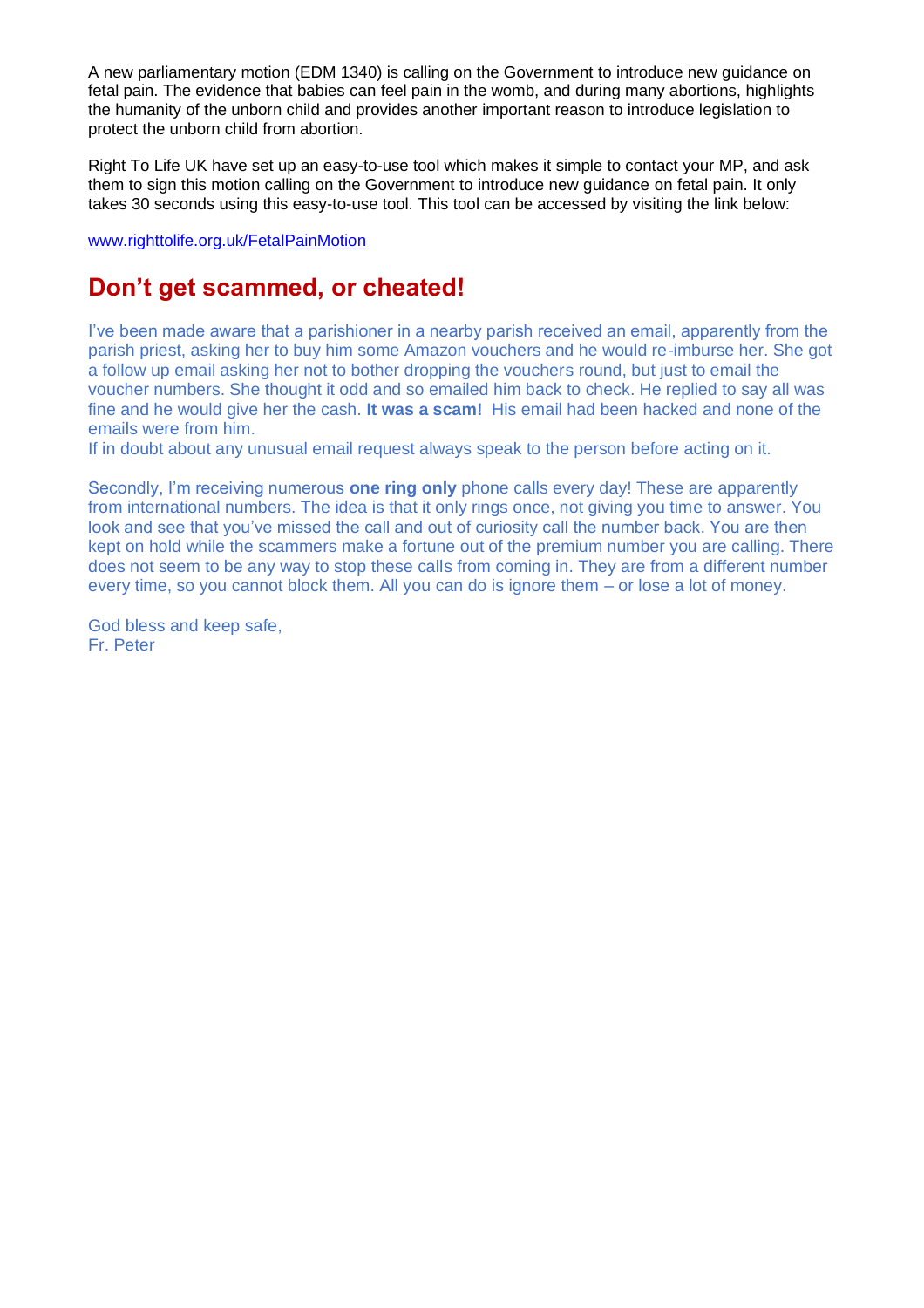A new parliamentary motion (EDM 1340) is calling on the Government to introduce new guidance on fetal pain. The evidence that babies can feel pain in the womb, and during many abortions, highlights the humanity of the unborn child and provides another important reason to introduce legislation to protect the unborn child from abortion.

Right To Life UK have set up an easy-to-use tool which makes it simple to contact your MP, and ask them to sign this motion calling on the Government to introduce new guidance on fetal pain. It only takes 30 seconds using this easy-to-use tool. This tool can be accessed by visiting the link below:

www.righttolife.org.uk/FetalPainMotion

## Don't get scammed, or cheated!

I've been made aware that a parishioner in a nearby parish received an email, apparently from the parish priest, asking her to buy him some Amazon vouchers and he would re-imburse her. She got a follow up email asking her not to bother dropping the vouchers round, but just to email the voucher numbers. She thought it odd and so emailed him back to check. He replied to say all was fine and he would give her the cash. **It was a scam!** His email had been hacked and none of the emails were from him.
If in doubt about any unusual email request always speak to the person before acting on it.

Secondly, I'm receiving numerous **one ring only** phone calls every day! These are apparently from international numbers. The idea is that it only rings once, not giving you time to answer. You look and see that you've missed the call and out of curiosity call the number back. You are then kept on hold while the scammers make a fortune out of the premium number you are calling. There does not seem to be any way to stop these calls from coming in. They are from a different number every time, so you cannot block them. All you can do is ignore them – or lose a lot of money.

God bless and keep safe,
Fr. Peter